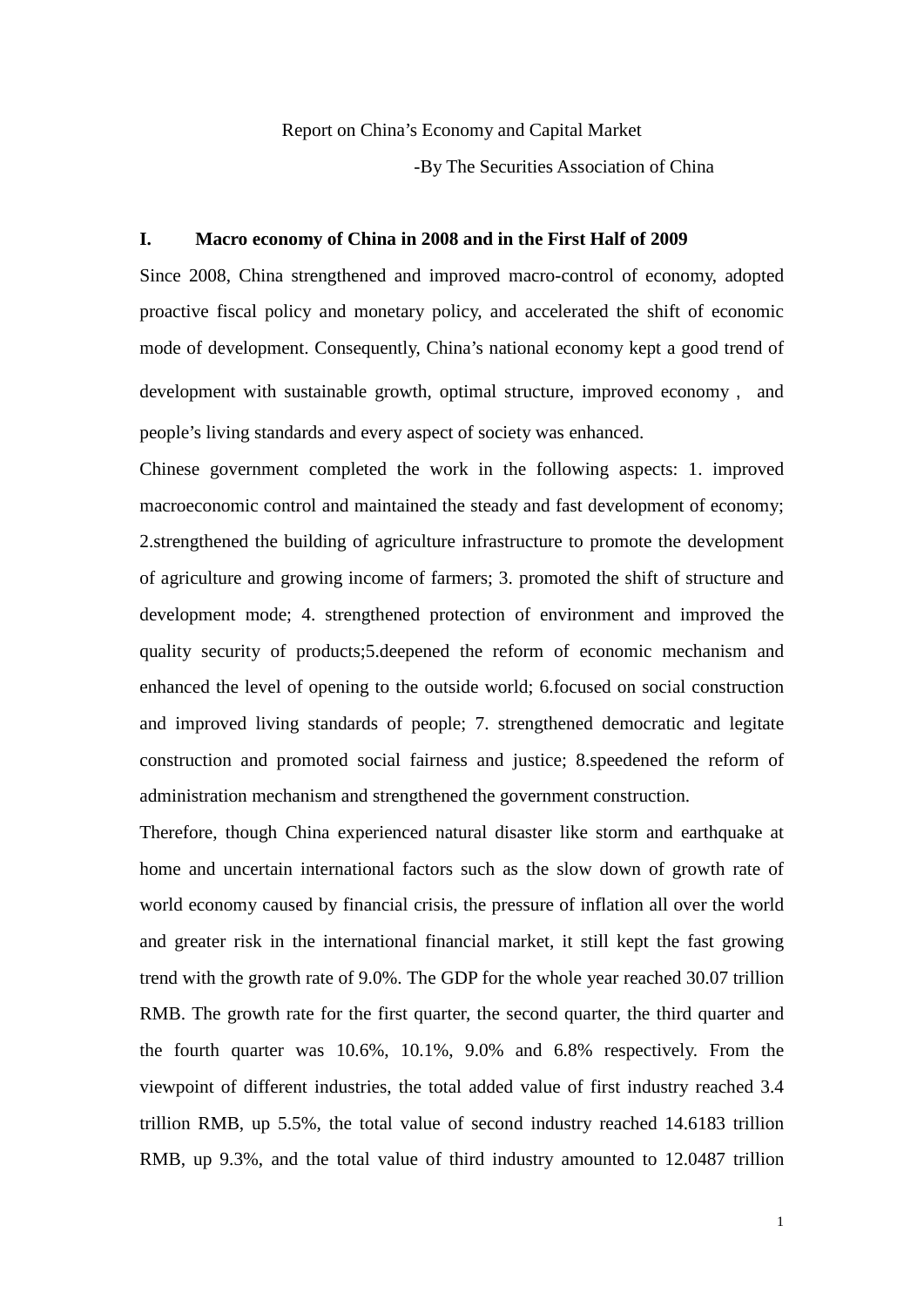Report on China's Economy and Capital Market

-By The Securities Association of China

## I. Macro economy of China in 2008 and in the First Half of 2009

Since 2008, China strengthened and improved macro-control of economy, adopted proactive fiscal policy and monetary policy, and accelerated the shift of economic mode of development. Consequently, China's national economy kept a good trend of development with sustainable growth, optimal structure, improved economy , and people's living standards and every aspect of society was enhanced.

Chinese government completed the work in the following aspects: 1. improved macroeconomic control and maintained the steady and fast development of economy; 2.strengthened the building of agriculture infrastructure to promote the development of agriculture and growing income of farmers; 3. promoted the shift of structure and development mode; 4. strengthened protection of environment and improved the quality security of products;5.deepened the reform of economic mechanism and enhanced the level of opening to the outside world; 6.focused on social construction and improved living standards of people; 7. strengthened democratic and legitate construction and promoted social fairness and justice; 8.speedened the reform of administration mechanism and strengthened the government construction.

Therefore, though China experienced natural disaster like storm and earthquake at home and uncertain international factors such as the slow down of growth rate of world economy caused by financial crisis, the pressure of inflation all over the world and greater risk in the international financial market, it still kept the fast growing trend with the growth rate of 9.0%. The GDP for the whole year reached 30.07 trillion RMB. The growth rate for the first quarter, the second quarter, the third quarter and the fourth quarter was 10.6%, 10.1%, 9.0% and 6.8% respectively. From the viewpoint of different industries, the total added value of first industry reached 3.4 trillion RMB, up 5.5%, the total value of second industry reached 14.6183 trillion RMB, up 9.3%, and the total value of third industry amounted to 12.0487 trillion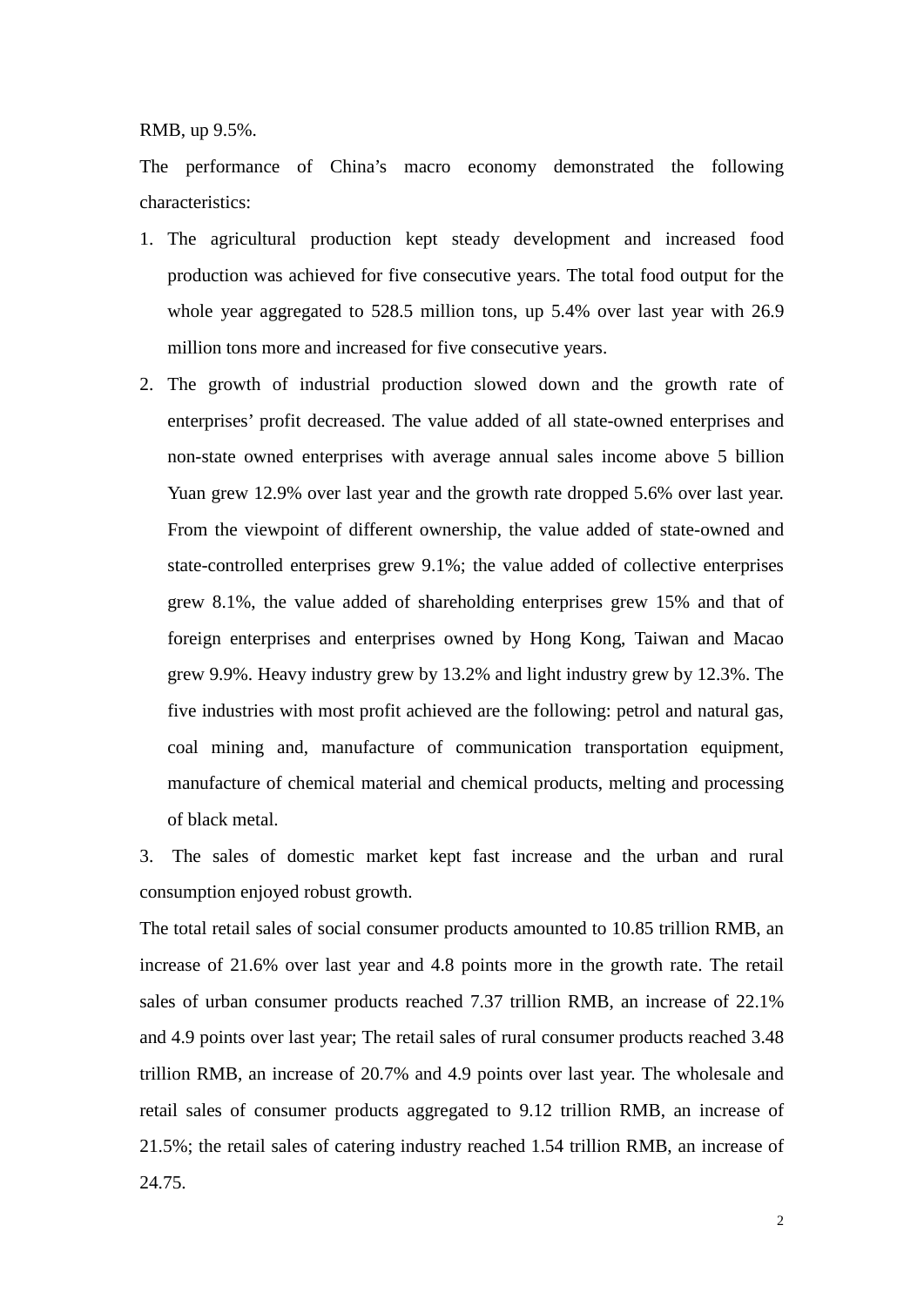RMB, up 9.5%.

The performance of China's macro economy demonstrated the following characteristics:

1. The agricultural production kept steady development and increased food production was achieved for five consecutive years. The total food output for the whole year aggregated to 528.5 million tons, up 5.4% over last year with 26.9 million tons more and increased for five consecutive years.
2. The growth of industrial production slowed down and the growth rate of enterprises' profit decreased. The value added of all state-owned enterprises and non-state owned enterprises with average annual sales income above 5 billion Yuan grew 12.9% over last year and the growth rate dropped 5.6% over last year. From the viewpoint of different ownership, the value added of state-owned and state-controlled enterprises grew 9.1%; the value added of collective enterprises grew 8.1%, the value added of shareholding enterprises grew 15% and that of foreign enterprises and enterprises owned by Hong Kong, Taiwan and Macao grew 9.9%. Heavy industry grew by 13.2% and light industry grew by 12.3%. The five industries with most profit achieved are the following: petrol and natural gas, coal mining and, manufacture of communication transportation equipment, manufacture of chemical material and chemical products, melting and processing of black metal.

3. The sales of domestic market kept fast increase and the urban and rural consumption enjoyed robust growth.

The total retail sales of social consumer products amounted to 10.85 trillion RMB, an increase of 21.6% over last year and 4.8 points more in the growth rate. The retail sales of urban consumer products reached 7.37 trillion RMB, an increase of 22.1% and 4.9 points over last year; The retail sales of rural consumer products reached 3.48 trillion RMB, an increase of 20.7% and 4.9 points over last year. The wholesale and retail sales of consumer products aggregated to 9.12 trillion RMB, an increase of 21.5%; the retail sales of catering industry reached 1.54 trillion RMB, an increase of 24.75.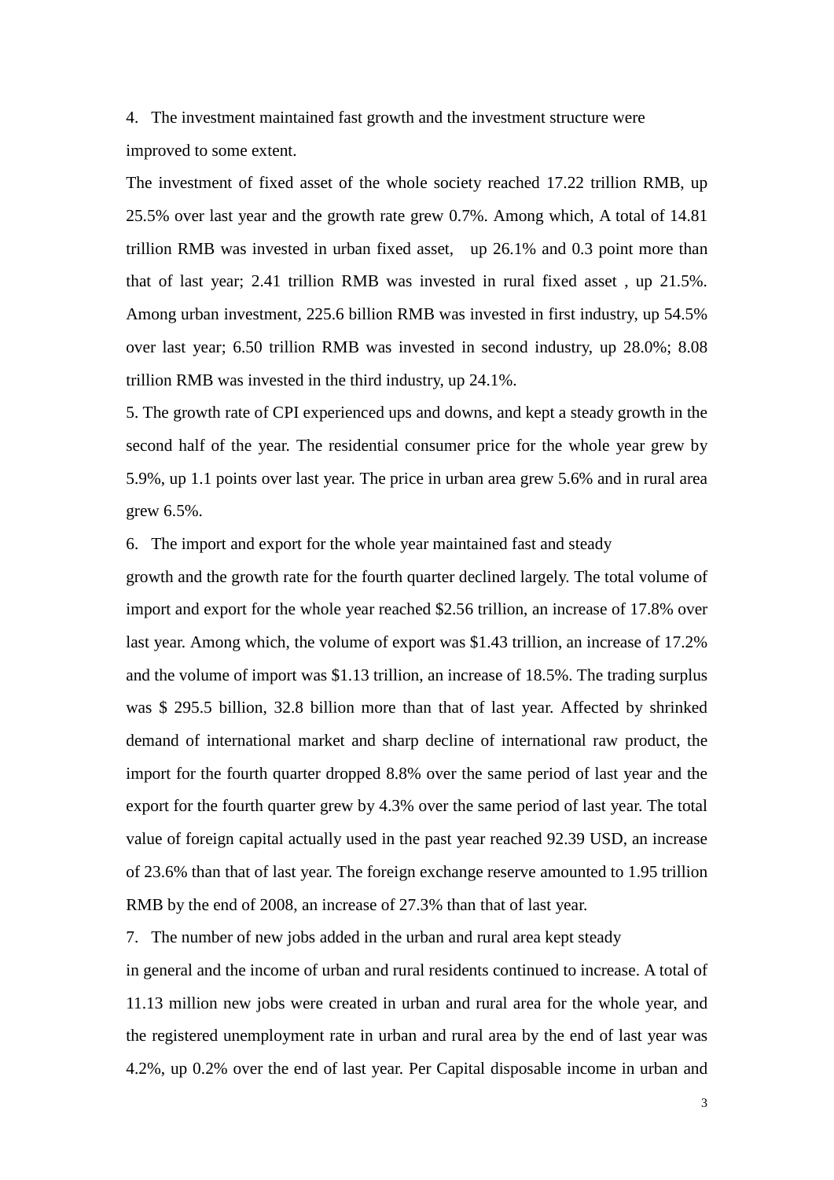4. The investment maintained fast growth and the investment structure were improved to some extent.

The investment of fixed asset of the whole society reached 17.22 trillion RMB, up 25.5% over last year and the growth rate grew 0.7%. Among which, A total of 14.81 trillion RMB was invested in urban fixed asset, up 26.1% and 0.3 point more than that of last year; 2.41 trillion RMB was invested in rural fixed asset , up 21.5%. Among urban investment, 225.6 billion RMB was invested in first industry, up 54.5% over last year; 6.50 trillion RMB was invested in second industry, up 28.0%; 8.08 trillion RMB was invested in the third industry, up 24.1%.

5. The growth rate of CPI experienced ups and downs, and kept a steady growth in the second half of the year. The residential consumer price for the whole year grew by 5.9%, up 1.1 points over last year. The price in urban area grew 5.6% and in rural area grew 6.5%.

6. The import and export for the whole year maintained fast and steady growth and the growth rate for the fourth quarter declined largely. The total volume of import and export for the whole year reached $2.56 trillion, an increase of 17.8% over last year. Among which, the volume of export was $1.43 trillion, an increase of 17.2% and the volume of import was $1.13 trillion, an increase of 18.5%. The trading surplus was $ 295.5 billion, 32.8 billion more than that of last year. Affected by shrinked demand of international market and sharp decline of international raw product, the import for the fourth quarter dropped 8.8% over the same period of last year and the export for the fourth quarter grew by 4.3% over the same period of last year. The total value of foreign capital actually used in the past year reached 92.39 USD, an increase of 23.6% than that of last year. The foreign exchange reserve amounted to 1.95 trillion RMB by the end of 2008, an increase of 27.3% than that of last year.

7. The number of new jobs added in the urban and rural area kept steady in general and the income of urban and rural residents continued to increase. A total of 11.13 million new jobs were created in urban and rural area for the whole year, and the registered unemployment rate in urban and rural area by the end of last year was 4.2%, up 0.2% over the end of last year. Per Capital disposable income in urban and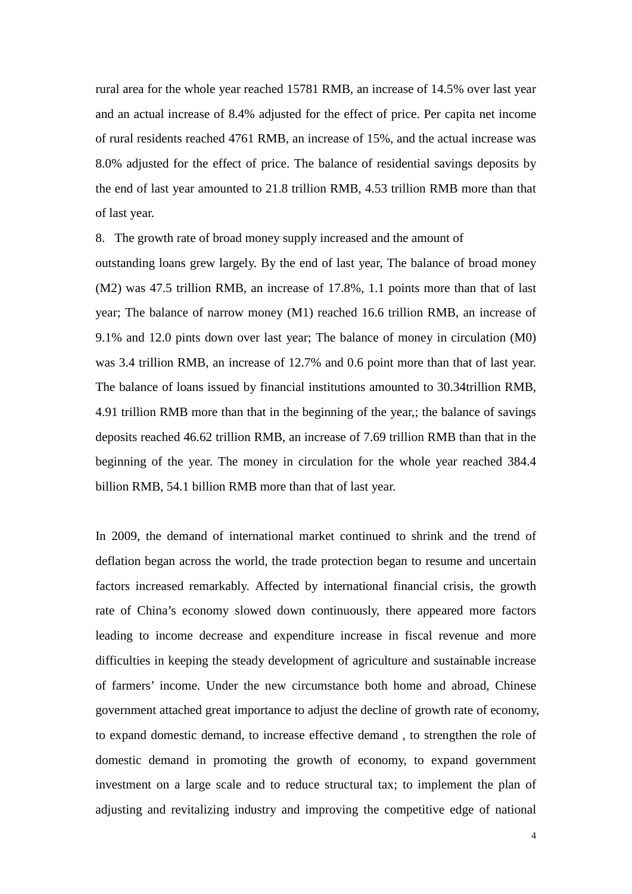rural area for the whole year reached 15781 RMB, an increase of 14.5% over last year and an actual increase of 8.4% adjusted for the effect of price. Per capita net income of rural residents reached 4761 RMB, an increase of 15%, and the actual increase was 8.0% adjusted for the effect of price. The balance of residential savings deposits by the end of last year amounted to 21.8 trillion RMB, 4.53 trillion RMB more than that of last year.

8. The growth rate of broad money supply increased and the amount of outstanding loans grew largely. By the end of last year, The balance of broad money (M2) was 47.5 trillion RMB, an increase of 17.8%, 1.1 points more than that of last year; The balance of narrow money (M1) reached 16.6 trillion RMB, an increase of 9.1% and 12.0 pints down over last year; The balance of money in circulation (M0) was 3.4 trillion RMB, an increase of 12.7% and 0.6 point more than that of last year. The balance of loans issued by financial institutions amounted to 30.34trillion RMB, 4.91 trillion RMB more than that in the beginning of the year,; the balance of savings deposits reached 46.62 trillion RMB, an increase of 7.69 trillion RMB than that in the beginning of the year. The money in circulation for the whole year reached 384.4 billion RMB, 54.1 billion RMB more than that of last year.

In 2009, the demand of international market continued to shrink and the trend of deflation began across the world, the trade protection began to resume and uncertain factors increased remarkably. Affected by international financial crisis, the growth rate of China's economy slowed down continuously, there appeared more factors leading to income decrease and expenditure increase in fiscal revenue and more difficulties in keeping the steady development of agriculture and sustainable increase of farmers' income. Under the new circumstance both home and abroad, Chinese government attached great importance to adjust the decline of growth rate of economy, to expand domestic demand, to increase effective demand , to strengthen the role of domestic demand in promoting the growth of economy, to expand government investment on a large scale and to reduce structural tax; to implement the plan of adjusting and revitalizing industry and improving the competitive edge of national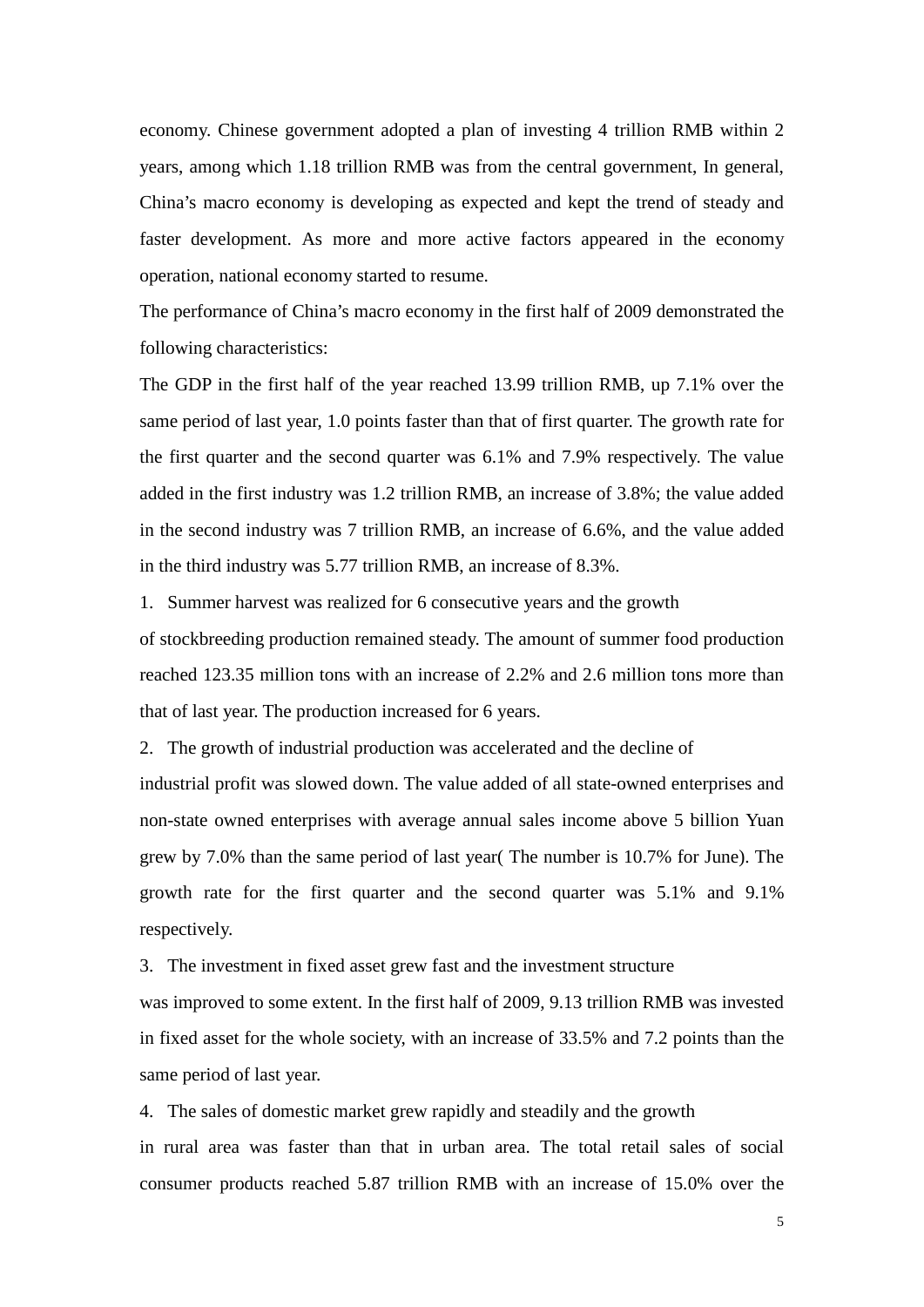economy. Chinese government adopted a plan of investing 4 trillion RMB within 2 years, among which 1.18 trillion RMB was from the central government, In general, China's macro economy is developing as expected and kept the trend of steady and faster development. As more and more active factors appeared in the economy operation, national economy started to resume.

The performance of China's macro economy in the first half of 2009 demonstrated the following characteristics:

The GDP in the first half of the year reached 13.99 trillion RMB, up 7.1% over the same period of last year, 1.0 points faster than that of first quarter. The growth rate for the first quarter and the second quarter was 6.1% and 7.9% respectively. The value added in the first industry was 1.2 trillion RMB, an increase of 3.8%; the value added in the second industry was 7 trillion RMB, an increase of 6.6%, and the value added in the third industry was 5.77 trillion RMB, an increase of 8.3%.

1. Summer harvest was realized for 6 consecutive years and the growth of stockbreeding production remained steady. The amount of summer food production reached 123.35 million tons with an increase of 2.2% and 2.6 million tons more than that of last year. The production increased for 6 years.

2. The growth of industrial production was accelerated and the decline of industrial profit was slowed down. The value added of all state-owned enterprises and non-state owned enterprises with average annual sales income above 5 billion Yuan grew by 7.0% than the same period of last year( The number is 10.7% for June). The growth rate for the first quarter and the second quarter was 5.1% and 9.1% respectively.

3. The investment in fixed asset grew fast and the investment structure was improved to some extent. In the first half of 2009, 9.13 trillion RMB was invested in fixed asset for the whole society, with an increase of 33.5% and 7.2 points than the same period of last year.

4. The sales of domestic market grew rapidly and steadily and the growth in rural area was faster than that in urban area. The total retail sales of social consumer products reached 5.87 trillion RMB with an increase of 15.0% over the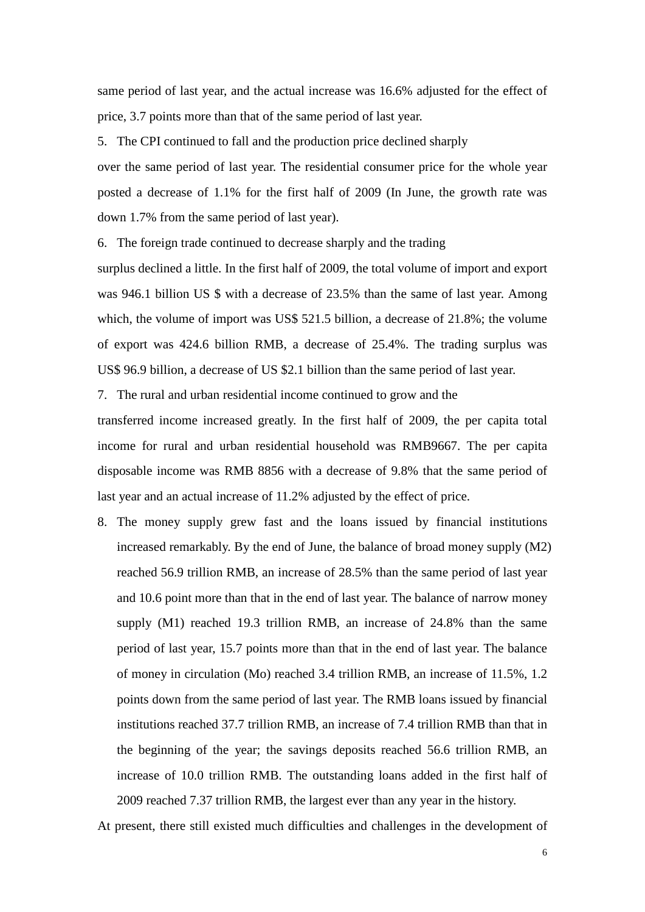same period of last year, and the actual increase was 16.6% adjusted for the effect of price, 3.7 points more than that of the same period of last year.

5. The CPI continued to fall and the production price declined sharply

over the same period of last year. The residential consumer price for the whole year posted a decrease of 1.1% for the first half of 2009 (In June, the growth rate was down 1.7% from the same period of last year).

6. The foreign trade continued to decrease sharply and the trading

surplus declined a little. In the first half of 2009, the total volume of import and export was 946.1 billion US $ with a decrease of 23.5% than the same of last year. Among which, the volume of import was US$ 521.5 billion, a decrease of 21.8%; the volume of export was 424.6 billion RMB, a decrease of 25.4%. The trading surplus was US$ 96.9 billion, a decrease of US $2.1 billion than the same period of last year.

7. The rural and urban residential income continued to grow and the

transferred income increased greatly. In the first half of 2009, the per capita total income for rural and urban residential household was RMB9667. The per capita disposable income was RMB 8856 with a decrease of 9.8% that the same period of last year and an actual increase of 11.2% adjusted by the effect of price.

8. The money supply grew fast and the loans issued by financial institutions increased remarkably. By the end of June, the balance of broad money supply (M2) reached 56.9 trillion RMB, an increase of 28.5% than the same period of last year and 10.6 point more than that in the end of last year. The balance of narrow money supply (M1) reached 19.3 trillion RMB, an increase of 24.8% than the same period of last year, 15.7 points more than that in the end of last year. The balance of money in circulation (Mo) reached 3.4 trillion RMB, an increase of 11.5%, 1.2 points down from the same period of last year. The RMB loans issued by financial institutions reached 37.7 trillion RMB, an increase of 7.4 trillion RMB than that in the beginning of the year; the savings deposits reached 56.6 trillion RMB, an increase of 10.0 trillion RMB. The outstanding loans added in the first half of 2009 reached 7.37 trillion RMB, the largest ever than any year in the history.

At present, there still existed much difficulties and challenges in the development of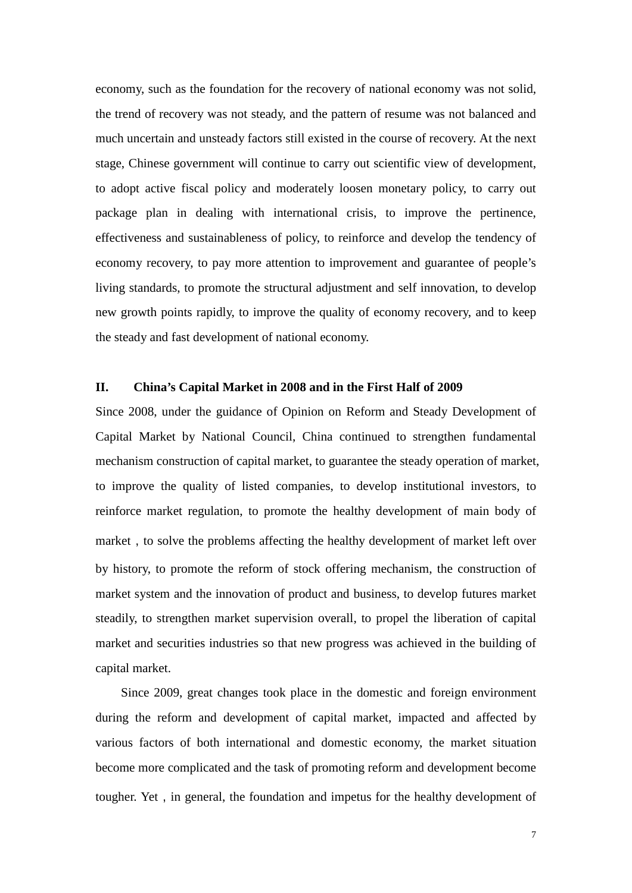economy, such as the foundation for the recovery of national economy was not solid, the trend of recovery was not steady, and the pattern of resume was not balanced and much uncertain and unsteady factors still existed in the course of recovery. At the next stage, Chinese government will continue to carry out scientific view of development, to adopt active fiscal policy and moderately loosen monetary policy, to carry out package plan in dealing with international crisis, to improve the pertinence, effectiveness and sustainableness of policy, to reinforce and develop the tendency of economy recovery, to pay more attention to improvement and guarantee of people's living standards, to promote the structural adjustment and self innovation, to develop new growth points rapidly, to improve the quality of economy recovery, and to keep the steady and fast development of national economy.

## II. China's Capital Market in 2008 and in the First Half of 2009

Since 2008, under the guidance of Opinion on Reform and Steady Development of Capital Market by National Council, China continued to strengthen fundamental mechanism construction of capital market, to guarantee the steady operation of market, to improve the quality of listed companies, to develop institutional investors, to reinforce market regulation, to promote the healthy development of main body of market , to solve the problems affecting the healthy development of market left over by history, to promote the reform of stock offering mechanism, the construction of market system and the innovation of product and business, to develop futures market steadily, to strengthen market supervision overall, to propel the liberation of capital market and securities industries so that new progress was achieved in the building of capital market.

Since 2009, great changes took place in the domestic and foreign environment during the reform and development of capital market, impacted and affected by various factors of both international and domestic economy, the market situation become more complicated and the task of promoting reform and development become tougher. Yet , in general, the foundation and impetus for the healthy development of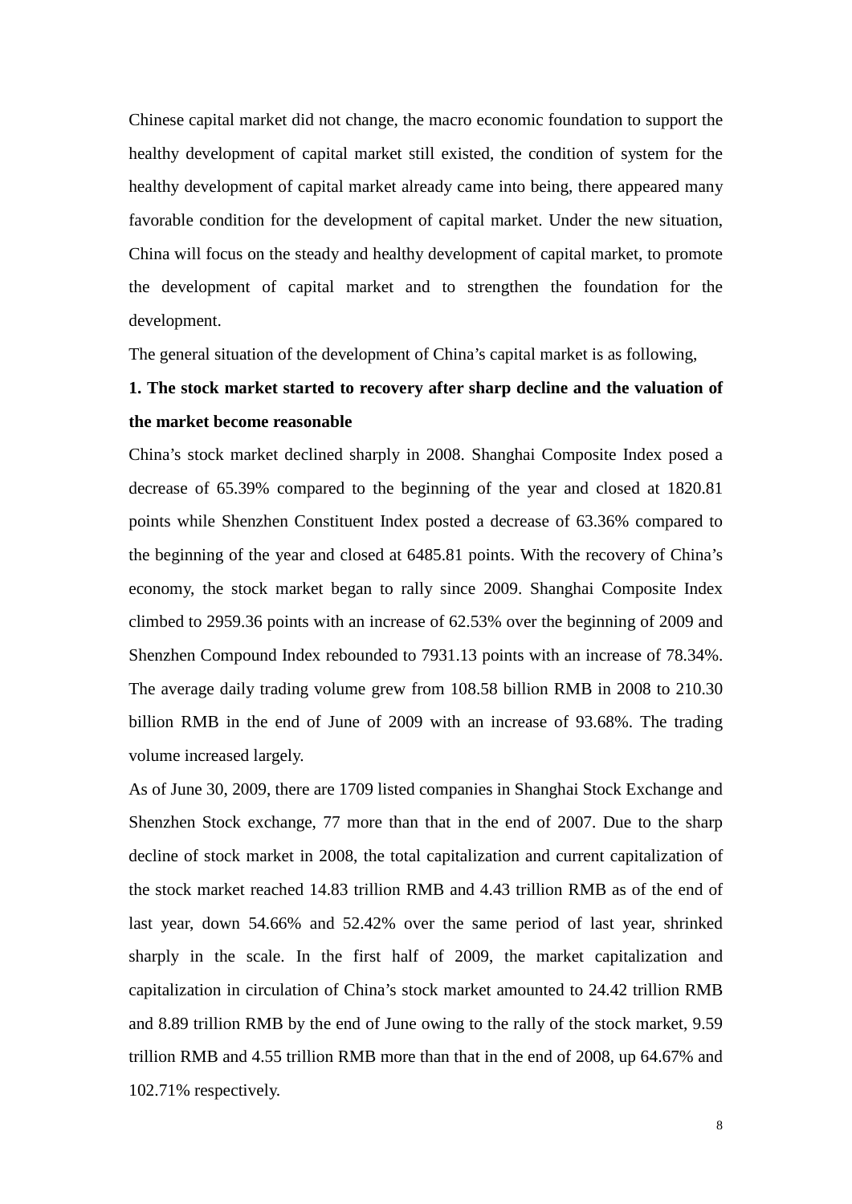Chinese capital market did not change, the macro economic foundation to support the healthy development of capital market still existed, the condition of system for the healthy development of capital market already came into being, there appeared many favorable condition for the development of capital market. Under the new situation, China will focus on the steady and healthy development of capital market, to promote the development of capital market and to strengthen the foundation for the development.

The general situation of the development of China's capital market is as following,

**1. The stock market started to recovery after sharp decline and the valuation of the market become reasonable**

China's stock market declined sharply in 2008. Shanghai Composite Index posed a decrease of 65.39% compared to the beginning of the year and closed at 1820.81 points while Shenzhen Constituent Index posted a decrease of 63.36% compared to the beginning of the year and closed at 6485.81 points. With the recovery of China's economy, the stock market began to rally since 2009. Shanghai Composite Index climbed to 2959.36 points with an increase of 62.53% over the beginning of 2009 and Shenzhen Compound Index rebounded to 7931.13 points with an increase of 78.34%. The average daily trading volume grew from 108.58 billion RMB in 2008 to 210.30 billion RMB in the end of June of 2009 with an increase of 93.68%. The trading volume increased largely.

As of June 30, 2009, there are 1709 listed companies in Shanghai Stock Exchange and Shenzhen Stock exchange, 77 more than that in the end of 2007. Due to the sharp decline of stock market in 2008, the total capitalization and current capitalization of the stock market reached 14.83 trillion RMB and 4.43 trillion RMB as of the end of last year, down 54.66% and 52.42% over the same period of last year, shrinked sharply in the scale. In the first half of 2009, the market capitalization and capitalization in circulation of China's stock market amounted to 24.42 trillion RMB and 8.89 trillion RMB by the end of June owing to the rally of the stock market, 9.59 trillion RMB and 4.55 trillion RMB more than that in the end of 2008, up 64.67% and 102.71% respectively.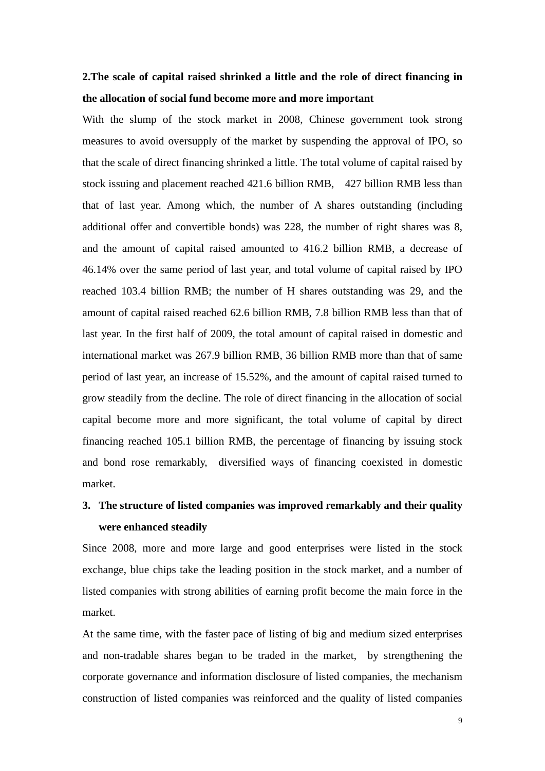**2.The scale of capital raised shrinked a little and the role of direct financing in the allocation of social fund become more and more important**

With the slump of the stock market in 2008, Chinese government took strong measures to avoid oversupply of the market by suspending the approval of IPO, so that the scale of direct financing shrinked a little. The total volume of capital raised by stock issuing and placement reached 421.6 billion RMB, 427 billion RMB less than that of last year. Among which, the number of A shares outstanding (including additional offer and convertible bonds) was 228, the number of right shares was 8, and the amount of capital raised amounted to 416.2 billion RMB, a decrease of 46.14% over the same period of last year, and total volume of capital raised by IPO reached 103.4 billion RMB; the number of H shares outstanding was 29, and the amount of capital raised reached 62.6 billion RMB, 7.8 billion RMB less than that of last year. In the first half of 2009, the total amount of capital raised in domestic and international market was 267.9 billion RMB, 36 billion RMB more than that of same period of last year, an increase of 15.52%, and the amount of capital raised turned to grow steadily from the decline. The role of direct financing in the allocation of social capital become more and more significant, the total volume of capital by direct financing reached 105.1 billion RMB, the percentage of financing by issuing stock and bond rose remarkably, diversified ways of financing coexisted in domestic market.

**3. The structure of listed companies was improved remarkably and their quality were enhanced steadily**

Since 2008, more and more large and good enterprises were listed in the stock exchange, blue chips take the leading position in the stock market, and a number of listed companies with strong abilities of earning profit become the main force in the market.

At the same time, with the faster pace of listing of big and medium sized enterprises and non-tradable shares began to be traded in the market, by strengthening the corporate governance and information disclosure of listed companies, the mechanism construction of listed companies was reinforced and the quality of listed companies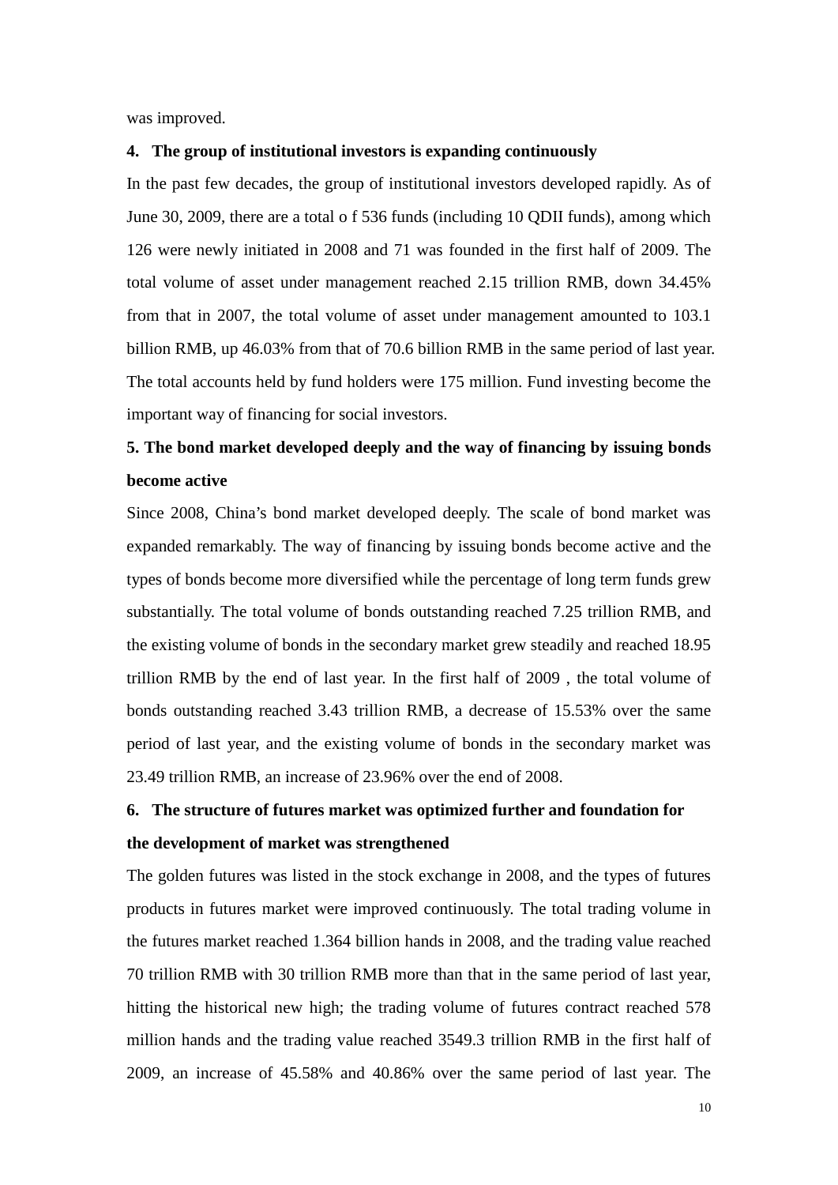was improved.

**4. The group of institutional investors is expanding continuously**

In the past few decades, the group of institutional investors developed rapidly. As of June 30, 2009, there are a total o f 536 funds (including 10 QDII funds), among which 126 were newly initiated in 2008 and 71 was founded in the first half of 2009. The total volume of asset under management reached 2.15 trillion RMB, down 34.45% from that in 2007, the total volume of asset under management amounted to 103.1 billion RMB, up 46.03% from that of 70.6 billion RMB in the same period of last year. The total accounts held by fund holders were 175 million. Fund investing become the important way of financing for social investors.

**5. The bond market developed deeply and the way of financing by issuing bonds become active**

Since 2008, China's bond market developed deeply. The scale of bond market was expanded remarkably. The way of financing by issuing bonds become active and the types of bonds become more diversified while the percentage of long term funds grew substantially. The total volume of bonds outstanding reached 7.25 trillion RMB, and the existing volume of bonds in the secondary market grew steadily and reached 18.95 trillion RMB by the end of last year. In the first half of 2009 , the total volume of bonds outstanding reached 3.43 trillion RMB, a decrease of 15.53% over the same period of last year, and the existing volume of bonds in the secondary market was 23.49 trillion RMB, an increase of 23.96% over the end of 2008.

**6. The structure of futures market was optimized further and foundation for the development of market was strengthened**

The golden futures was listed in the stock exchange in 2008, and the types of futures products in futures market were improved continuously. The total trading volume in the futures market reached 1.364 billion hands in 2008, and the trading value reached 70 trillion RMB with 30 trillion RMB more than that in the same period of last year, hitting the historical new high; the trading volume of futures contract reached 578 million hands and the trading value reached 3549.3 trillion RMB in the first half of 2009, an increase of 45.58% and 40.86% over the same period of last year. The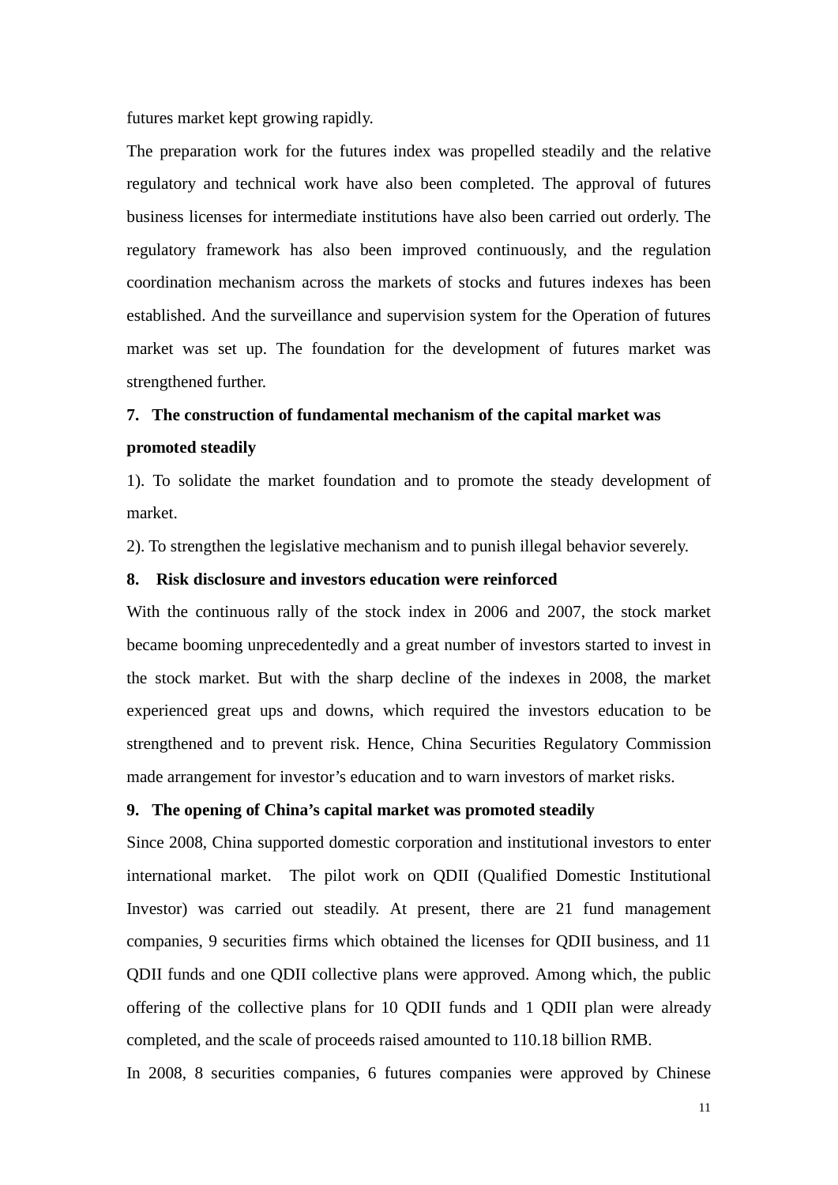futures market kept growing rapidly.

The preparation work for the futures index was propelled steadily and the relative regulatory and technical work have also been completed. The approval of futures business licenses for intermediate institutions have also been carried out orderly. The regulatory framework has also been improved continuously, and the regulation coordination mechanism across the markets of stocks and futures indexes has been established. And the surveillance and supervision system for the Operation of futures market was set up. The foundation for the development of futures market was strengthened further.

**7. The construction of fundamental mechanism of the capital market was promoted steadily**

1). To solidate the market foundation and to promote the steady development of market.

2). To strengthen the legislative mechanism and to punish illegal behavior severely.

**8. Risk disclosure and investors education were reinforced**

With the continuous rally of the stock index in 2006 and 2007, the stock market became booming unprecedentedly and a great number of investors started to invest in the stock market. But with the sharp decline of the indexes in 2008, the market experienced great ups and downs, which required the investors education to be strengthened and to prevent risk. Hence, China Securities Regulatory Commission made arrangement for investor's education and to warn investors of market risks.

**9. The opening of China's capital market was promoted steadily**

Since 2008, China supported domestic corporation and institutional investors to enter international market. The pilot work on QDII (Qualified Domestic Institutional Investor) was carried out steadily. At present, there are 21 fund management companies, 9 securities firms which obtained the licenses for QDII business, and 11 QDII funds and one QDII collective plans were approved. Among which, the public offering of the collective plans for 10 QDII funds and 1 QDII plan were already completed, and the scale of proceeds raised amounted to 110.18 billion RMB.

In 2008, 8 securities companies, 6 futures companies were approved by Chinese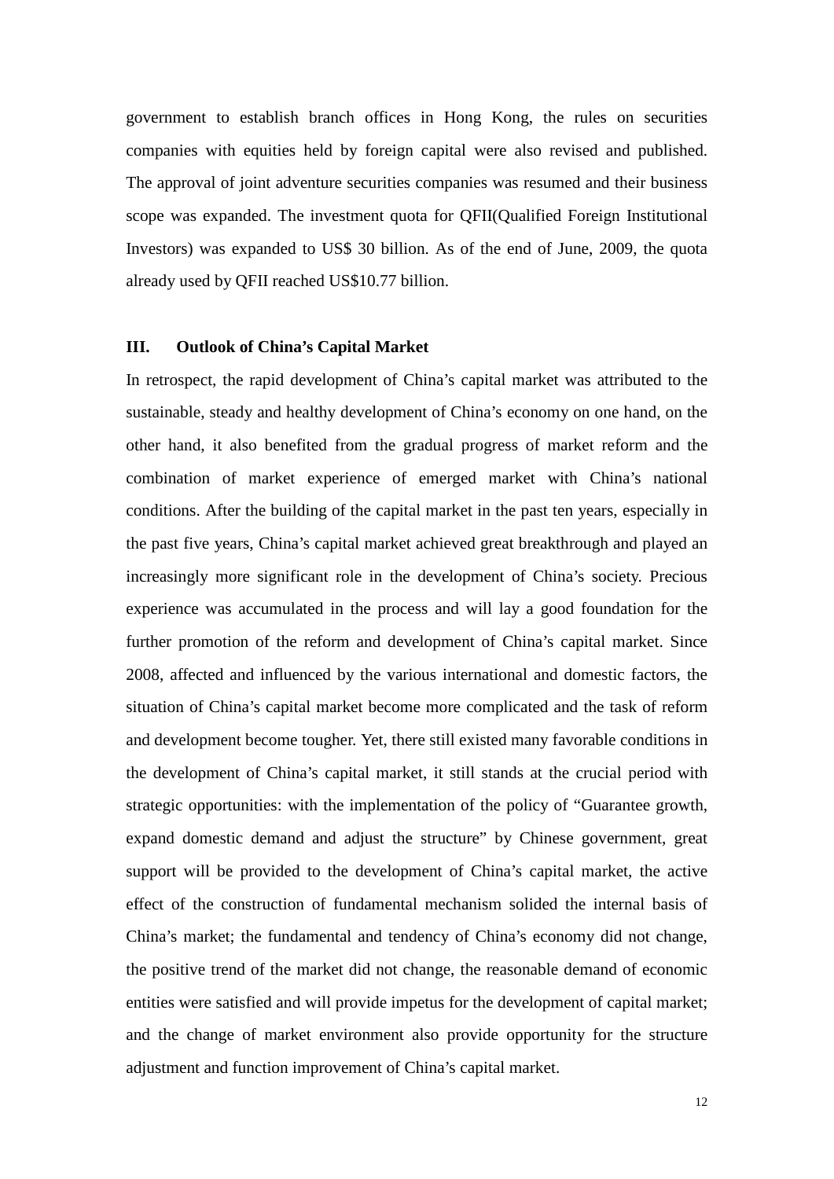government to establish branch offices in Hong Kong, the rules on securities companies with equities held by foreign capital were also revised and published. The approval of joint adventure securities companies was resumed and their business scope was expanded. The investment quota for QFII(Qualified Foreign Institutional Investors) was expanded to US$ 30 billion. As of the end of June, 2009, the quota already used by QFII reached US$10.77 billion.

## III. Outlook of China's Capital Market

In retrospect, the rapid development of China's capital market was attributed to the sustainable, steady and healthy development of China's economy on one hand, on the other hand, it also benefited from the gradual progress of market reform and the combination of market experience of emerged market with China's national conditions. After the building of the capital market in the past ten years, especially in the past five years, China's capital market achieved great breakthrough and played an increasingly more significant role in the development of China's society. Precious experience was accumulated in the process and will lay a good foundation for the further promotion of the reform and development of China's capital market. Since 2008, affected and influenced by the various international and domestic factors, the situation of China's capital market become more complicated and the task of reform and development become tougher. Yet, there still existed many favorable conditions in the development of China's capital market, it still stands at the crucial period with strategic opportunities: with the implementation of the policy of "Guarantee growth, expand domestic demand and adjust the structure" by Chinese government, great support will be provided to the development of China's capital market, the active effect of the construction of fundamental mechanism solided the internal basis of China's market; the fundamental and tendency of China's economy did not change, the positive trend of the market did not change, the reasonable demand of economic entities were satisfied and will provide impetus for the development of capital market; and the change of market environment also provide opportunity for the structure adjustment and function improvement of China's capital market.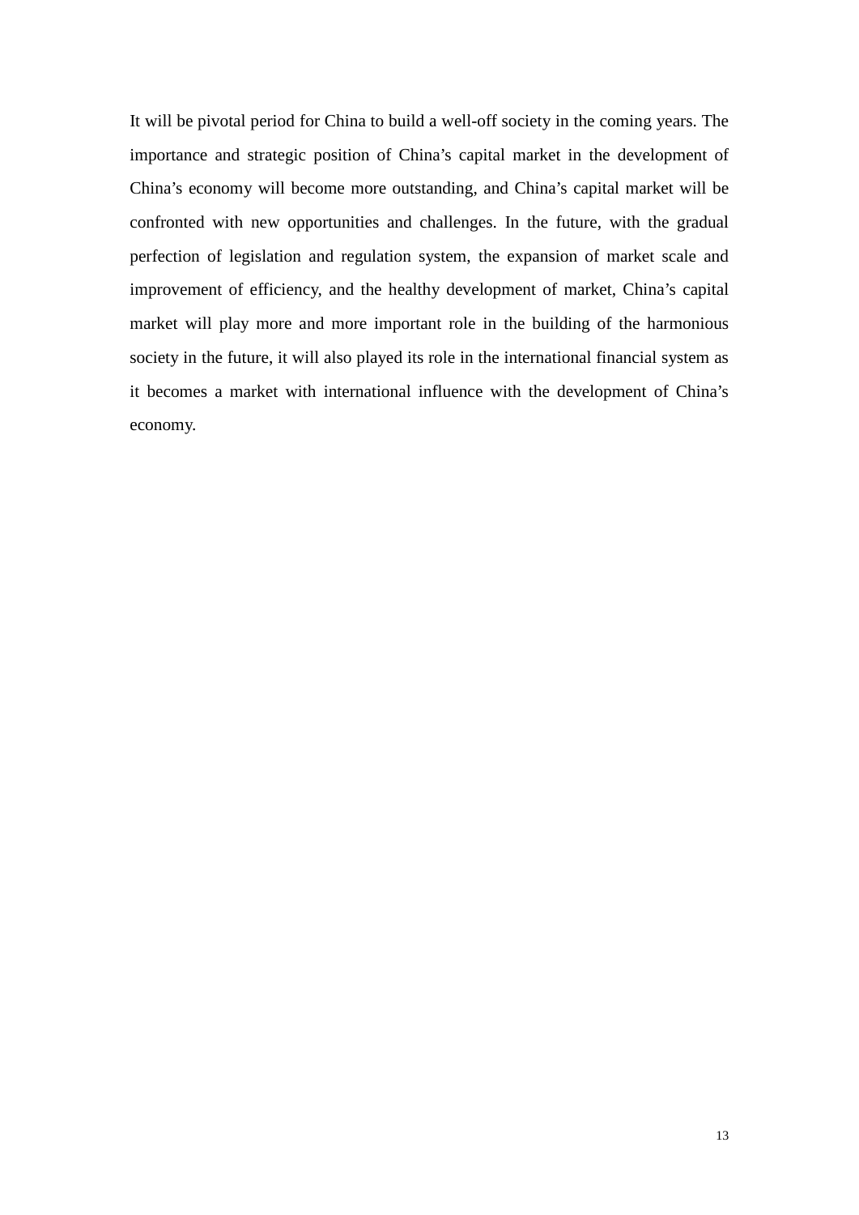It will be pivotal period for China to build a well-off society in the coming years. The importance and strategic position of China's capital market in the development of China's economy will become more outstanding, and China's capital market will be confronted with new opportunities and challenges. In the future, with the gradual perfection of legislation and regulation system, the expansion of market scale and improvement of efficiency, and the healthy development of market, China's capital market will play more and more important role in the building of the harmonious society in the future, it will also played its role in the international financial system as it becomes a market with international influence with the development of China's economy.